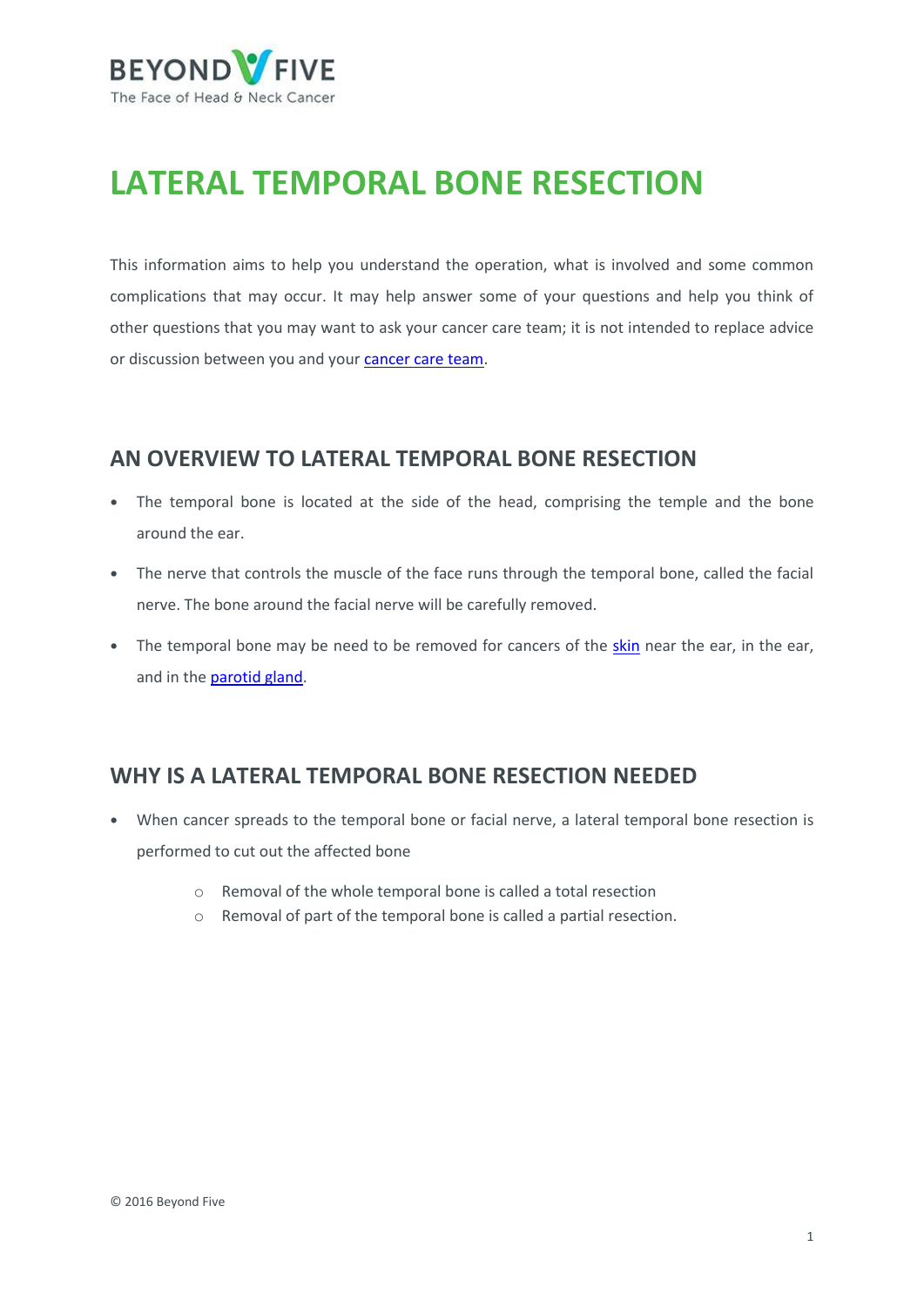# LATERAL TEMPORAL BONE RESECTION

This information aims to help you understand the operation, what is involved and some common complications that may occur. It may help answer some of your questions and help you think of other questions that you may want to ask your cancer care team; it is not intended to replace advice or discussion between you and your cancer care team.

## AN OVERVIEW TO LATERAL TEMPORAL BONE RESECTION

- The temporal bone is located at the side of the head, comprising the temple and the bone around the ear.
- The nerve that controls the muscle of the face runs through the temporal bone, called the facial nerve. The bone around the facial nerve will be carefully removed.
- The temporal bone may be need to be removed for cancers of the skin near the ear, in the ear, and in the parotid gland.

## WHY IS A LATERAL TEMPORAL BONE RESECTION NEEDED

- When cancer spreads to the temporal bone or facial nerve, a lateral temporal bone resection is performed to cut out the affected bone
  - Removal of the whole temporal bone is called a total resection
  - Removal of part of the temporal bone is called a partial resection.

© 2016 Beyond Five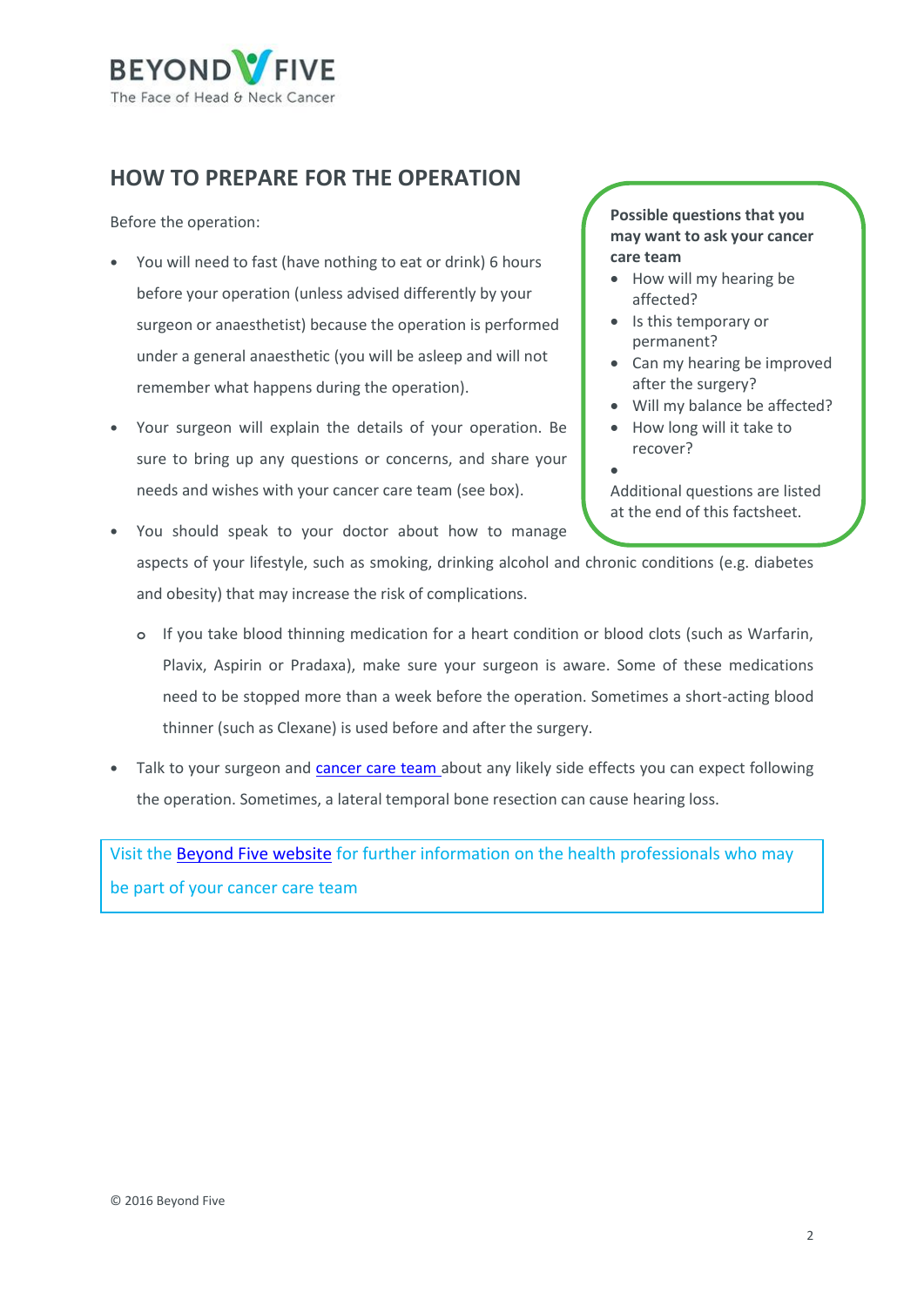## HOW TO PREPARE FOR THE OPERATION

Before the operation:

- You will need to fast (have nothing to eat or drink) 6 hours before your operation (unless advised differently by your surgeon or anaesthetist) because the operation is performed under a general anaesthetic (you will be asleep and will not remember what happens during the operation).
- Your surgeon will explain the details of your operation. Be sure to bring up any questions or concerns, and share your needs and wishes with your cancer care team (see box).
- You should speak to your doctor about how to manage aspects of your lifestyle, such as smoking, drinking alcohol and chronic conditions (e.g. diabetes and obesity) that may increase the risk of complications.
    - If you take blood thinning medication for a heart condition or blood clots (such as Warfarin, Plavix, Aspirin or Pradaxa), make sure your surgeon is aware. Some of these medications need to be stopped more than a week before the operation. Sometimes a short-acting blood thinner (such as Clexane) is used before and after the surgery.
- Talk to your surgeon and cancer care team about any likely side effects you can expect following the operation. Sometimes, a lateral temporal bone resection can cause hearing loss.

**Possible questions that you may want to ask your cancer care team**

- How will my hearing be affected?
- Is this temporary or permanent?
- Can my hearing be improved after the surgery?
- Will my balance be affected?
- How long will it take to recover?
-

Additional questions are listed at the end of this factsheet.

Visit the Beyond Five website for further information on the health professionals who may be part of your cancer care team

© 2016 Beyond Five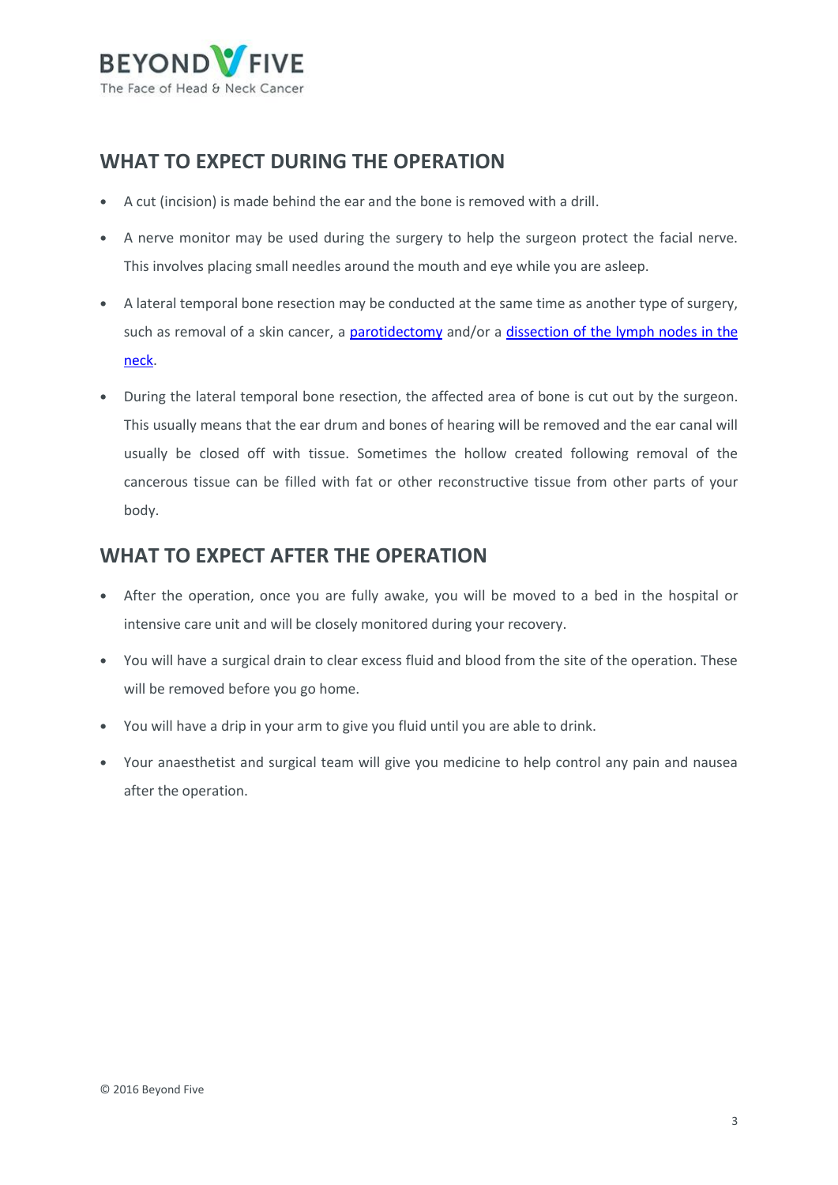## WHAT TO EXPECT DURING THE OPERATION

- A cut (incision) is made behind the ear and the bone is removed with a drill.
- A nerve monitor may be used during the surgery to help the surgeon protect the facial nerve. This involves placing small needles around the mouth and eye while you are asleep.
- A lateral temporal bone resection may be conducted at the same time as another type of surgery, such as removal of a skin cancer, a parotidectomy and/or a dissection of the lymph nodes in the neck.
- During the lateral temporal bone resection, the affected area of bone is cut out by the surgeon. This usually means that the ear drum and bones of hearing will be removed and the ear canal will usually be closed off with tissue. Sometimes the hollow created following removal of the cancerous tissue can be filled with fat or other reconstructive tissue from other parts of your body.

## WHAT TO EXPECT AFTER THE OPERATION

- After the operation, once you are fully awake, you will be moved to a bed in the hospital or intensive care unit and will be closely monitored during your recovery.
- You will have a surgical drain to clear excess fluid and blood from the site of the operation. These will be removed before you go home.
- You will have a drip in your arm to give you fluid until you are able to drink.
- Your anaesthetist and surgical team will give you medicine to help control any pain and nausea after the operation.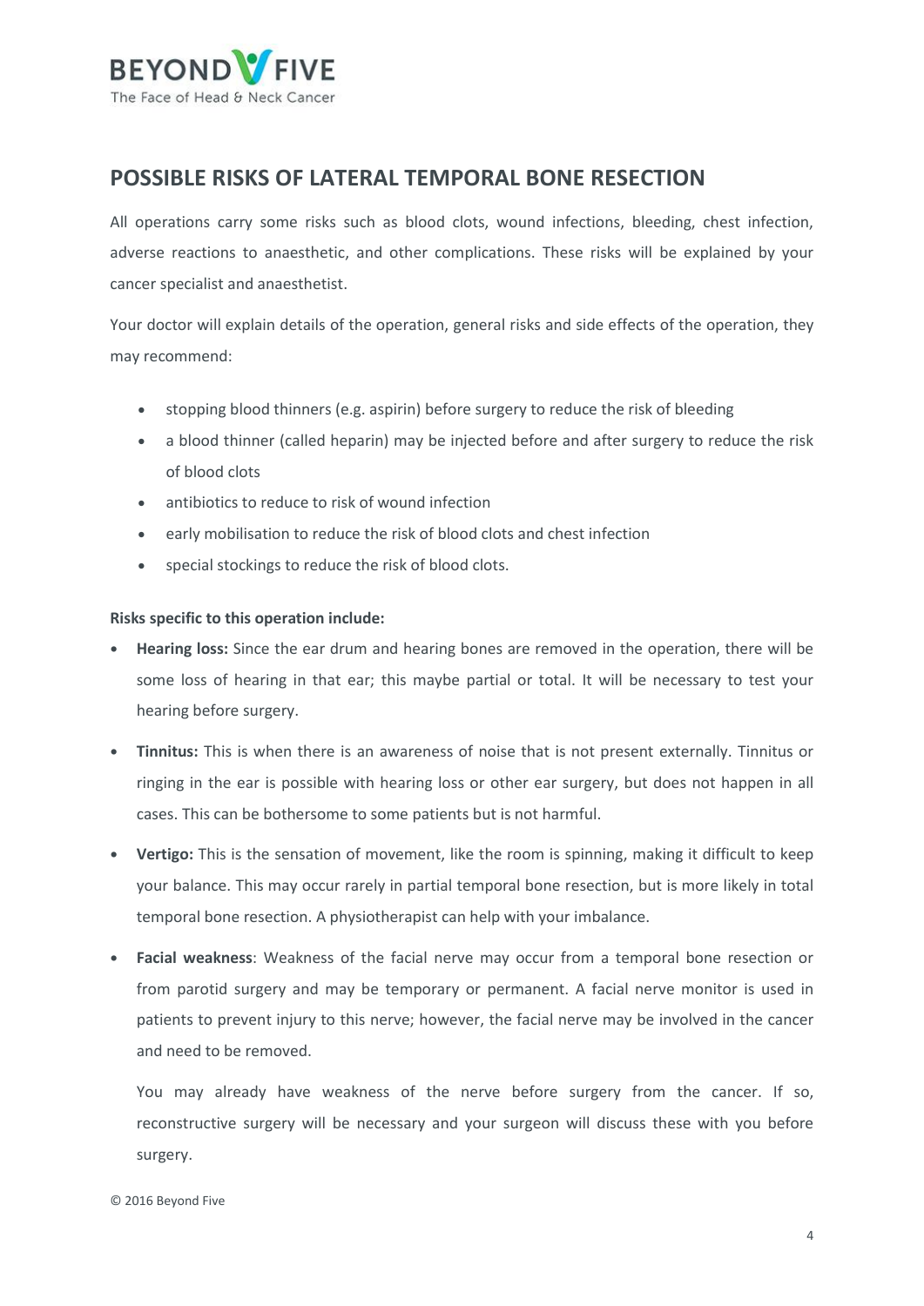## POSSIBLE RISKS OF LATERAL TEMPORAL BONE RESECTION

All operations carry some risks such as blood clots, wound infections, bleeding, chest infection, adverse reactions to anaesthetic, and other complications. These risks will be explained by your cancer specialist and anaesthetist.

Your doctor will explain details of the operation, general risks and side effects of the operation, they may recommend:

- stopping blood thinners (e.g. aspirin) before surgery to reduce the risk of bleeding
- a blood thinner (called heparin) may be injected before and after surgery to reduce the risk of blood clots
- antibiotics to reduce to risk of wound infection
- early mobilisation to reduce the risk of blood clots and chest infection
- special stockings to reduce the risk of blood clots.

**Risks specific to this operation include:**

- **Hearing loss:** Since the ear drum and hearing bones are removed in the operation, there will be some loss of hearing in that ear; this maybe partial or total. It will be necessary to test your hearing before surgery.
- **Tinnitus:** This is when there is an awareness of noise that is not present externally. Tinnitus or ringing in the ear is possible with hearing loss or other ear surgery, but does not happen in all cases. This can be bothersome to some patients but is not harmful.
- **Vertigo:** This is the sensation of movement, like the room is spinning, making it difficult to keep your balance. This may occur rarely in partial temporal bone resection, but is more likely in total temporal bone resection. A physiotherapist can help with your imbalance.
- **Facial weakness**: Weakness of the facial nerve may occur from a temporal bone resection or from parotid surgery and may be temporary or permanent. A facial nerve monitor is used in patients to prevent injury to this nerve; however, the facial nerve may be involved in the cancer and need to be removed.

  You may already have weakness of the nerve before surgery from the cancer. If so, reconstructive surgery will be necessary and your surgeon will discuss these with you before surgery.

© 2016 Beyond Five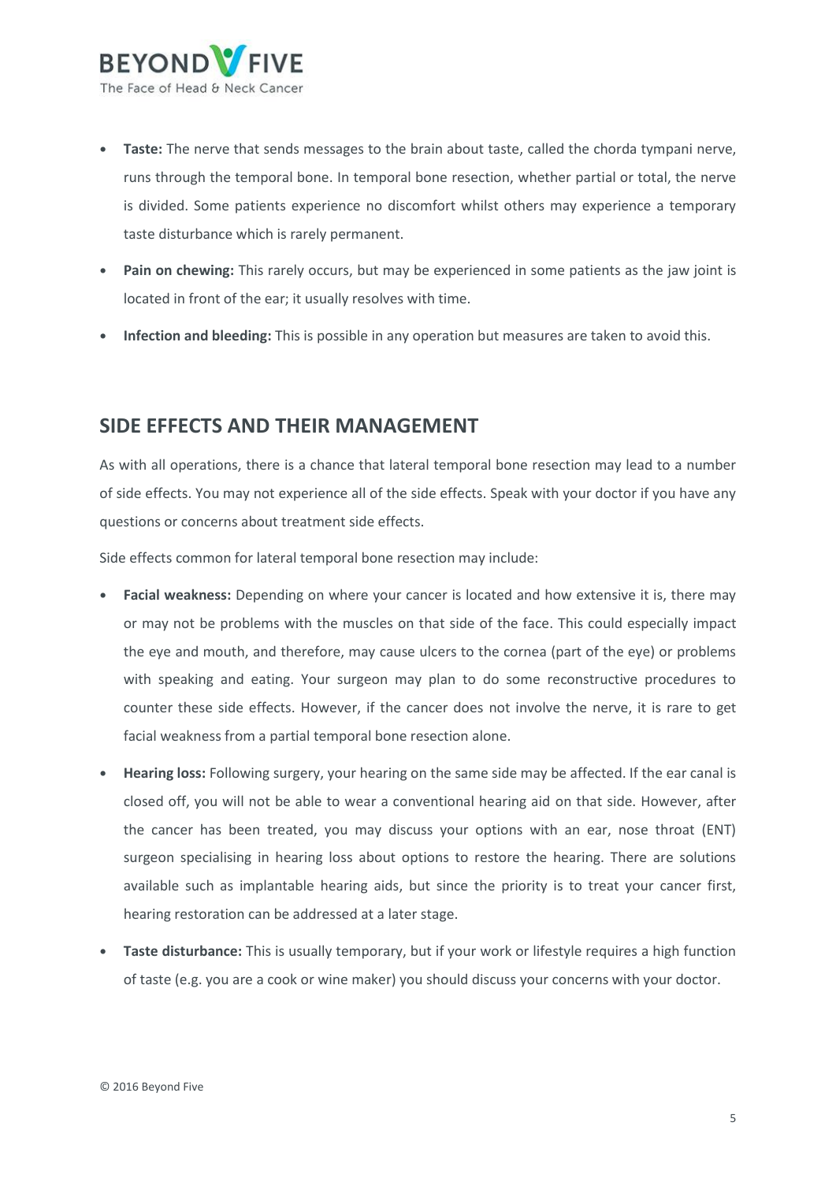- **Taste:** The nerve that sends messages to the brain about taste, called the chorda tympani nerve, runs through the temporal bone. In temporal bone resection, whether partial or total, the nerve is divided. Some patients experience no discomfort whilst others may experience a temporary taste disturbance which is rarely permanent.
- **Pain on chewing:** This rarely occurs, but may be experienced in some patients as the jaw joint is located in front of the ear; it usually resolves with time.
- **Infection and bleeding:** This is possible in any operation but measures are taken to avoid this.

## SIDE EFFECTS AND THEIR MANAGEMENT

As with all operations, there is a chance that lateral temporal bone resection may lead to a number of side effects. You may not experience all of the side effects. Speak with your doctor if you have any questions or concerns about treatment side effects.

Side effects common for lateral temporal bone resection may include:

- **Facial weakness:** Depending on where your cancer is located and how extensive it is, there may or may not be problems with the muscles on that side of the face. This could especially impact the eye and mouth, and therefore, may cause ulcers to the cornea (part of the eye) or problems with speaking and eating. Your surgeon may plan to do some reconstructive procedures to counter these side effects. However, if the cancer does not involve the nerve, it is rare to get facial weakness from a partial temporal bone resection alone.
- **Hearing loss:** Following surgery, your hearing on the same side may be affected. If the ear canal is closed off, you will not be able to wear a conventional hearing aid on that side. However, after the cancer has been treated, you may discuss your options with an ear, nose throat (ENT) surgeon specialising in hearing loss about options to restore the hearing. There are solutions available such as implantable hearing aids, but since the priority is to treat your cancer first, hearing restoration can be addressed at a later stage.
- **Taste disturbance:** This is usually temporary, but if your work or lifestyle requires a high function of taste (e.g. you are a cook or wine maker) you should discuss your concerns with your doctor.

© 2016 Beyond Five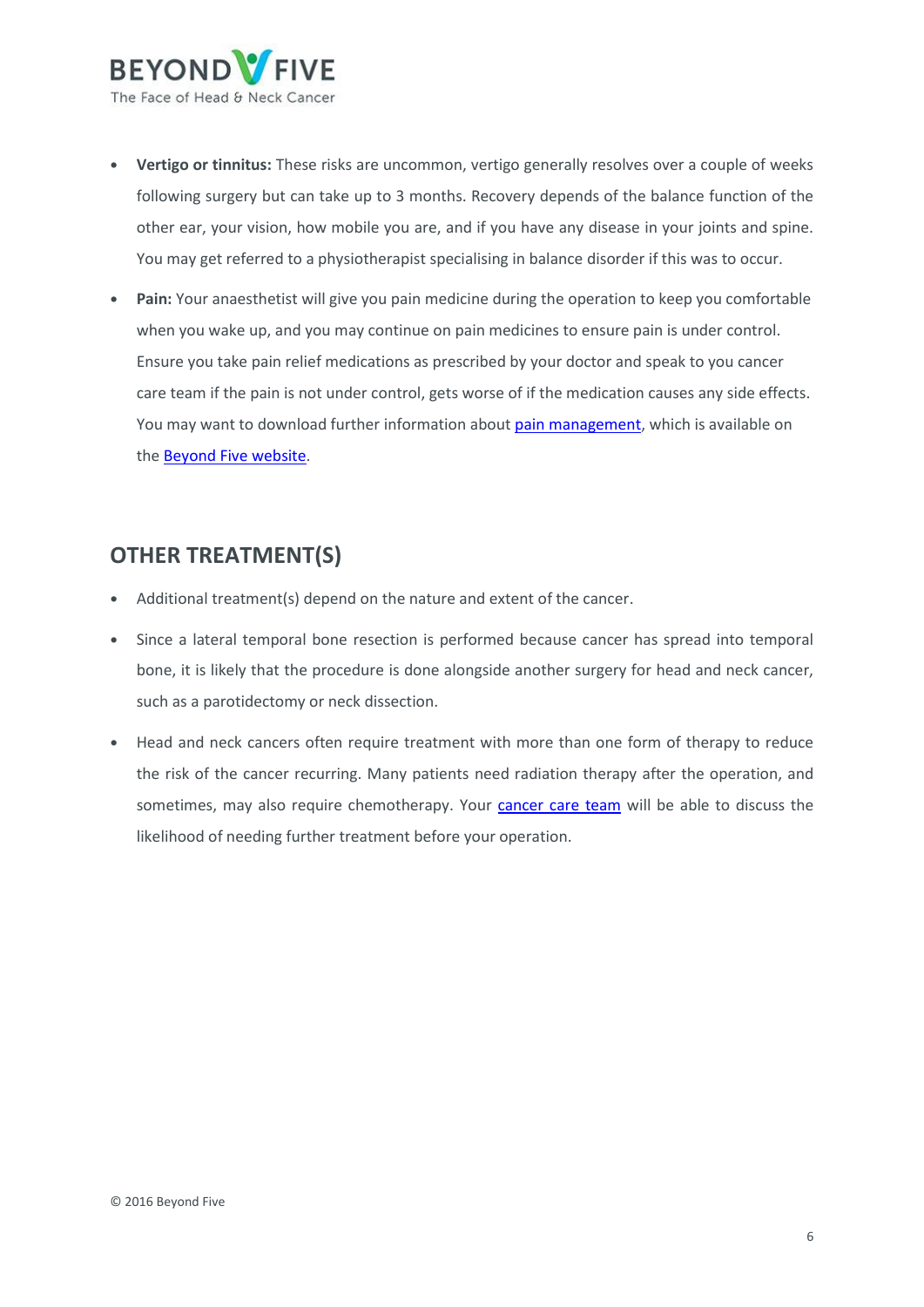- **Vertigo or tinnitus:** These risks are uncommon, vertigo generally resolves over a couple of weeks following surgery but can take up to 3 months. Recovery depends of the balance function of the other ear, your vision, how mobile you are, and if you have any disease in your joints and spine. You may get referred to a physiotherapist specialising in balance disorder if this was to occur.
- **Pain:** Your anaesthetist will give you pain medicine during the operation to keep you comfortable when you wake up, and you may continue on pain medicines to ensure pain is under control. Ensure you take pain relief medications as prescribed by your doctor and speak to you cancer care team if the pain is not under control, gets worse of if the medication causes any side effects. You may want to download further information about pain management, which is available on the Beyond Five website.

## OTHER TREATMENT(S)

- Additional treatment(s) depend on the nature and extent of the cancer.
- Since a lateral temporal bone resection is performed because cancer has spread into temporal bone, it is likely that the procedure is done alongside another surgery for head and neck cancer, such as a parotidectomy or neck dissection.
- Head and neck cancers often require treatment with more than one form of therapy to reduce the risk of the cancer recurring. Many patients need radiation therapy after the operation, and sometimes, may also require chemotherapy. Your cancer care team will be able to discuss the likelihood of needing further treatment before your operation.

© 2016 Beyond Five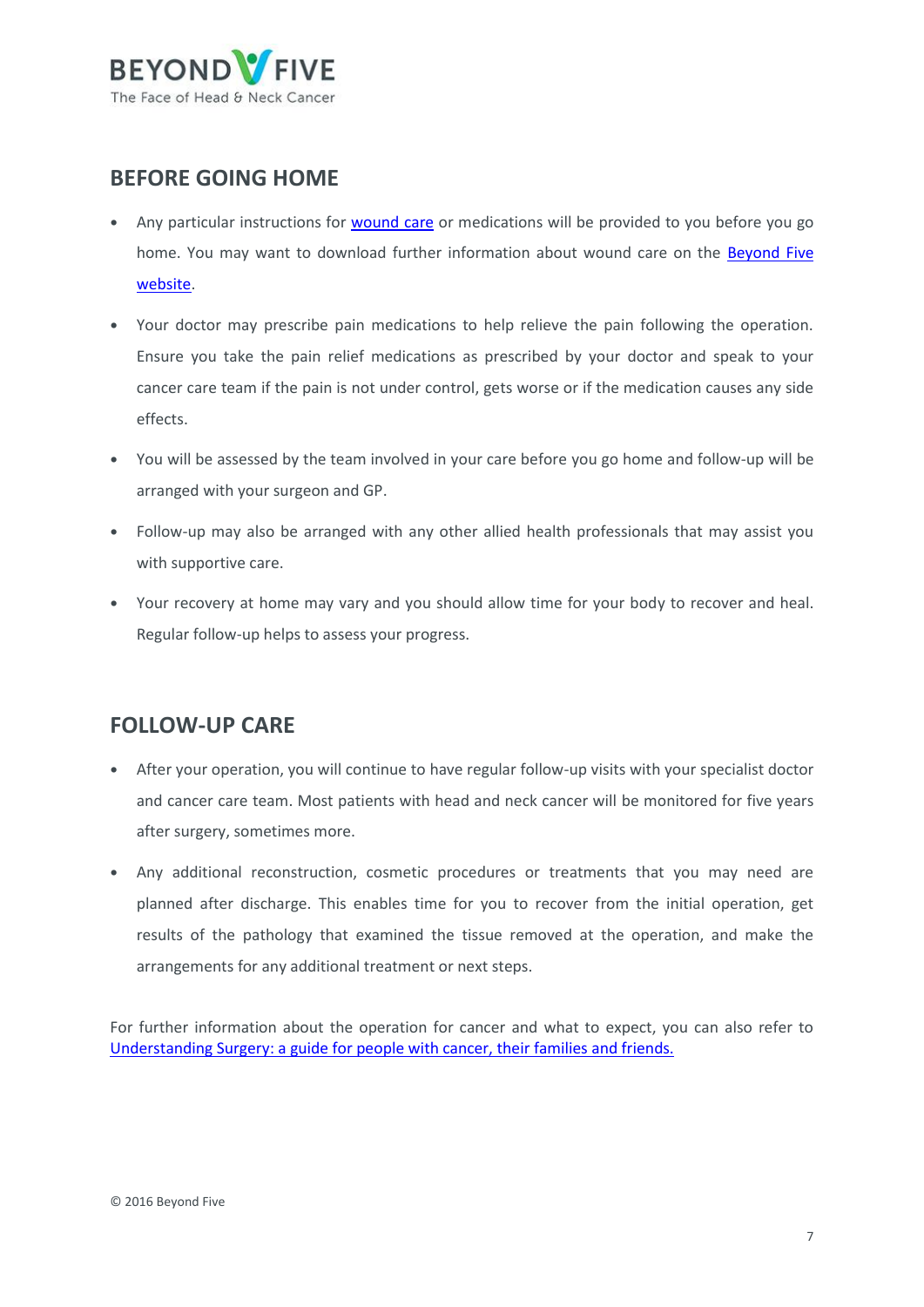## BEFORE GOING HOME

- Any particular instructions for wound care or medications will be provided to you before you go home. You may want to download further information about wound care on the Beyond Five website.
- Your doctor may prescribe pain medications to help relieve the pain following the operation. Ensure you take the pain relief medications as prescribed by your doctor and speak to your cancer care team if the pain is not under control, gets worse or if the medication causes any side effects.
- You will be assessed by the team involved in your care before you go home and follow-up will be arranged with your surgeon and GP.
- Follow-up may also be arranged with any other allied health professionals that may assist you with supportive care.
- Your recovery at home may vary and you should allow time for your body to recover and heal. Regular follow-up helps to assess your progress.

## FOLLOW-UP CARE

- After your operation, you will continue to have regular follow-up visits with your specialist doctor and cancer care team. Most patients with head and neck cancer will be monitored for five years after surgery, sometimes more.
- Any additional reconstruction, cosmetic procedures or treatments that you may need are planned after discharge. This enables time for you to recover from the initial operation, get results of the pathology that examined the tissue removed at the operation, and make the arrangements for any additional treatment or next steps.

For further information about the operation for cancer and what to expect, you can also refer to Understanding Surgery: a guide for people with cancer, their families and friends.

© 2016 Beyond Five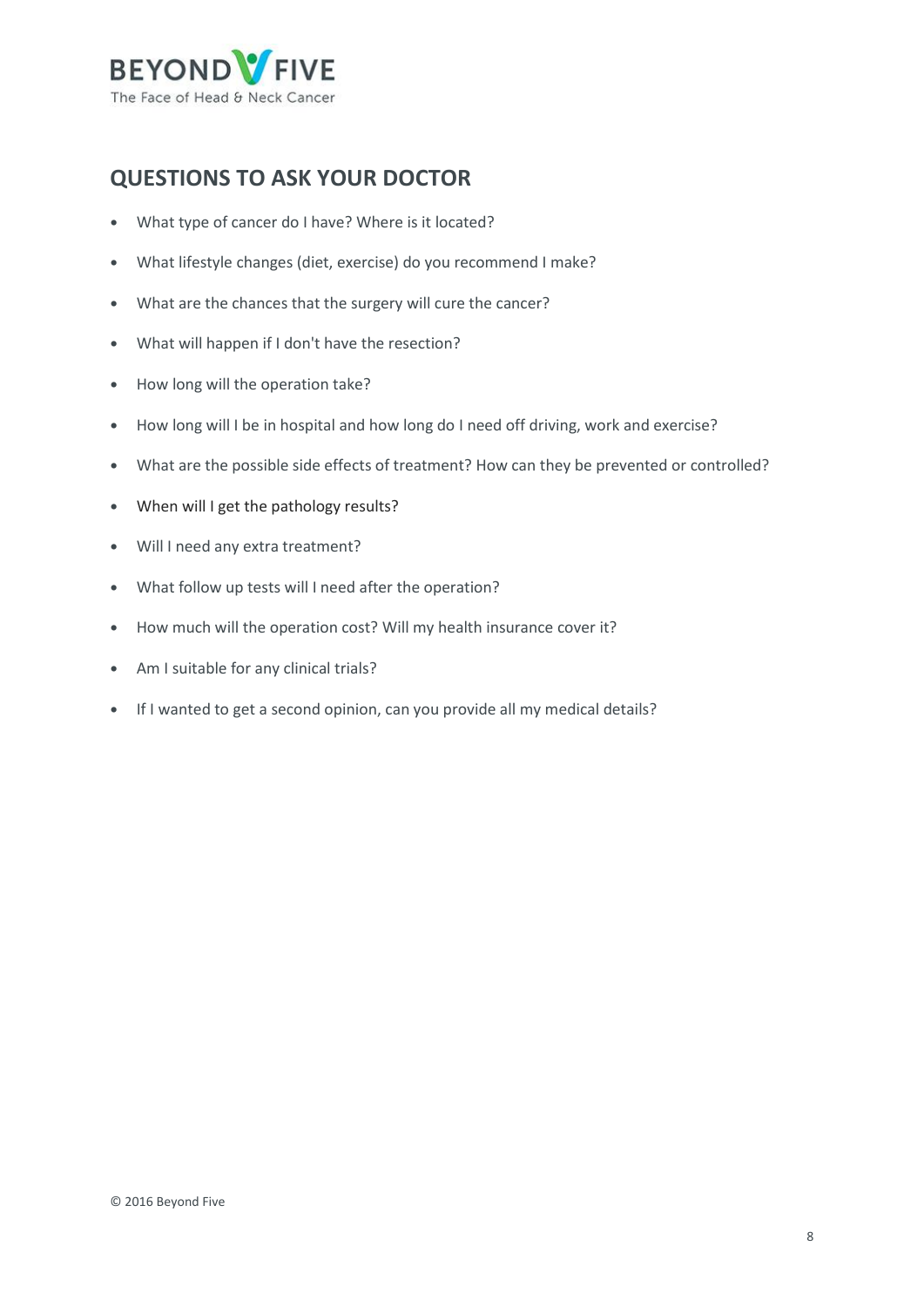## QUESTIONS TO ASK YOUR DOCTOR

- What type of cancer do I have? Where is it located?
- What lifestyle changes (diet, exercise) do you recommend I make?
- What are the chances that the surgery will cure the cancer?
- What will happen if I don't have the resection?
- How long will the operation take?
- How long will I be in hospital and how long do I need off driving, work and exercise?
- What are the possible side effects of treatment? How can they be prevented or controlled?
- When will I get the pathology results?
- Will I need any extra treatment?
- What follow up tests will I need after the operation?
- How much will the operation cost? Will my health insurance cover it?
- Am I suitable for any clinical trials?
- If I wanted to get a second opinion, can you provide all my medical details?

© 2016 Beyond Five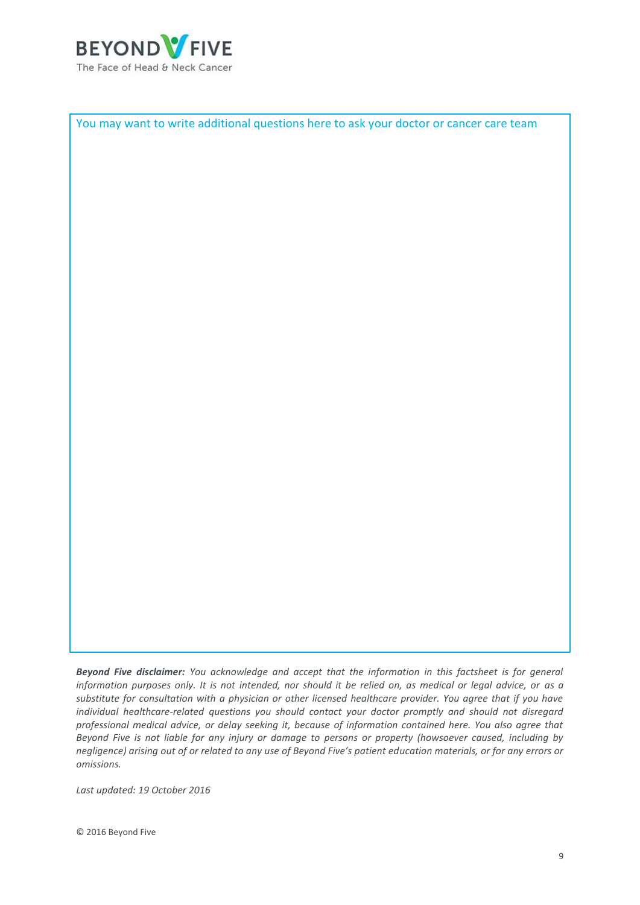You may want to write additional questions here to ask your doctor or cancer care team

***Beyond Five disclaimer:*** *You acknowledge and accept that the information in this factsheet is for general information purposes only. It is not intended, nor should it be relied on, as medical or legal advice, or as a substitute for consultation with a physician or other licensed healthcare provider. You agree that if you have individual healthcare-related questions you should contact your doctor promptly and should not disregard professional medical advice, or delay seeking it, because of information contained here. You also agree that Beyond Five is not liable for any injury or damage to persons or property (howsoever caused, including by negligence) arising out of or related to any use of Beyond Five's patient education materials, or for any errors or omissions.*

*Last updated: 19 October 2016*

© 2016 Beyond Five